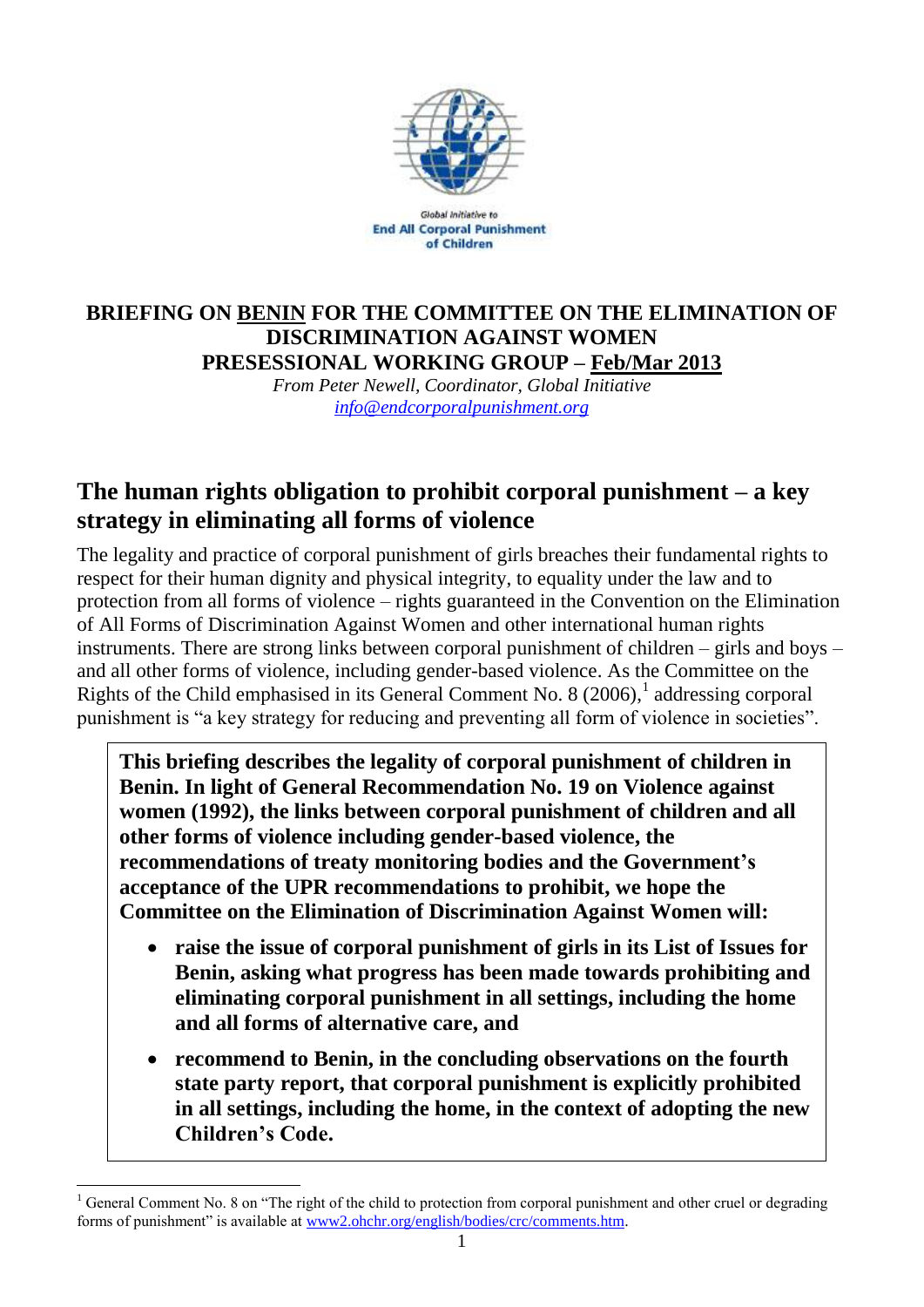Global Initiative to
**End All Corporal Punishment of Children**

**BRIEFING ON BENIN FOR THE COMMITTEE ON THE ELIMINATION OF DISCRIMINATION AGAINST WOMEN**
**PRESESSIONAL WORKING GROUP – Feb/Mar 2013**

*From Peter Newell, Coordinator, Global Initiative*
*info@endcorporalpunishment.org*

## The human rights obligation to prohibit corporal punishment – a key strategy in eliminating all forms of violence

The legality and practice of corporal punishment of girls breaches their fundamental rights to respect for their human dignity and physical integrity, to equality under the law and to protection from all forms of violence – rights guaranteed in the Convention on the Elimination of All Forms of Discrimination Against Women and other international human rights instruments. There are strong links between corporal punishment of children – girls and boys – and all other forms of violence, including gender-based violence. As the Committee on the Rights of the Child emphasised in its General Comment No. 8 (2006),[1] addressing corporal punishment is "a key strategy for reducing and preventing all form of violence in societies".

**This briefing describes the legality of corporal punishment of children in Benin. In light of General Recommendation No. 19 on Violence against women (1992), the links between corporal punishment of children and all other forms of violence including gender-based violence, the recommendations of treaty monitoring bodies and the Government's acceptance of the UPR recommendations to prohibit, we hope the Committee on the Elimination of Discrimination Against Women will:**

- **raise the issue of corporal punishment of girls in its List of Issues for Benin, asking what progress has been made towards prohibiting and eliminating corporal punishment in all settings, including the home and all forms of alternative care, and**
- **recommend to Benin, in the concluding observations on the fourth state party report, that corporal punishment is explicitly prohibited in all settings, including the home, in the context of adopting the new Children's Code.**

[1] General Comment No. 8 on "The right of the child to protection from corporal punishment and other cruel or degrading forms of punishment" is available at www2.ohchr.org/english/bodies/crc/comments.htm.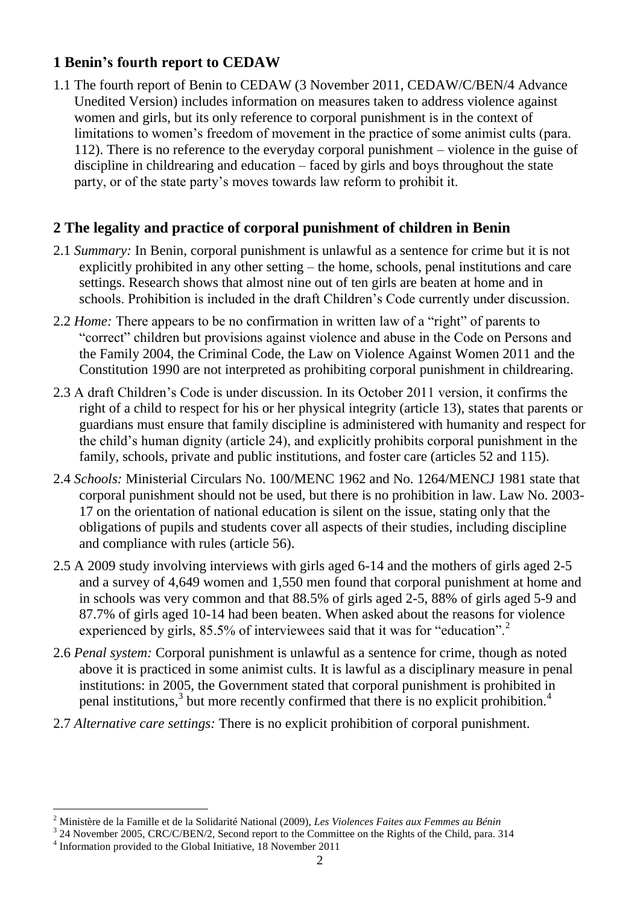## 1 Benin's fourth report to CEDAW

1.1 The fourth report of Benin to CEDAW (3 November 2011, CEDAW/C/BEN/4 Advance Unedited Version) includes information on measures taken to address violence against women and girls, but its only reference to corporal punishment is in the context of limitations to women's freedom of movement in the practice of some animist cults (para. 112). There is no reference to the everyday corporal punishment – violence in the guise of discipline in childrearing and education – faced by girls and boys throughout the state party, or of the state party's moves towards law reform to prohibit it.

## 2 The legality and practice of corporal punishment of children in Benin

2.1 *Summary:* In Benin, corporal punishment is unlawful as a sentence for crime but it is not explicitly prohibited in any other setting – the home, schools, penal institutions and care settings. Research shows that almost nine out of ten girls are beaten at home and in schools. Prohibition is included in the draft Children's Code currently under discussion.

2.2 *Home:* There appears to be no confirmation in written law of a "right" of parents to "correct" children but provisions against violence and abuse in the Code on Persons and the Family 2004, the Criminal Code, the Law on Violence Against Women 2011 and the Constitution 1990 are not interpreted as prohibiting corporal punishment in childrearing.

2.3 A draft Children's Code is under discussion. In its October 2011 version, it confirms the right of a child to respect for his or her physical integrity (article 13), states that parents or guardians must ensure that family discipline is administered with humanity and respect for the child's human dignity (article 24), and explicitly prohibits corporal punishment in the family, schools, private and public institutions, and foster care (articles 52 and 115).

2.4 *Schools:* Ministerial Circulars No. 100/MENC 1962 and No. 1264/MENCJ 1981 state that corporal punishment should not be used, but there is no prohibition in law. Law No. 2003-17 on the orientation of national education is silent on the issue, stating only that the obligations of pupils and students cover all aspects of their studies, including discipline and compliance with rules (article 56).

2.5 A 2009 study involving interviews with girls aged 6-14 and the mothers of girls aged 2-5 and a survey of 4,649 women and 1,550 men found that corporal punishment at home and in schools was very common and that 88.5% of girls aged 2-5, 88% of girls aged 5-9 and 87.7% of girls aged 10-14 had been beaten. When asked about the reasons for violence experienced by girls, 85.5% of interviewees said that it was for "education".[2]

2.6 *Penal system:* Corporal punishment is unlawful as a sentence for crime, though as noted above it is practiced in some animist cults. It is lawful as a disciplinary measure in penal institutions: in 2005, the Government stated that corporal punishment is prohibited in penal institutions,[3] but more recently confirmed that there is no explicit prohibition.[4]

2.7 *Alternative care settings:* There is no explicit prohibition of corporal punishment.

---

[2] Ministère de la Famille et de la Solidarité National (2009), *Les Violences Faites aux Femmes au Bénin*

[3] 24 November 2005, CRC/C/BEN/2, Second report to the Committee on the Rights of the Child, para. 314

[4] Information provided to the Global Initiative, 18 November 2011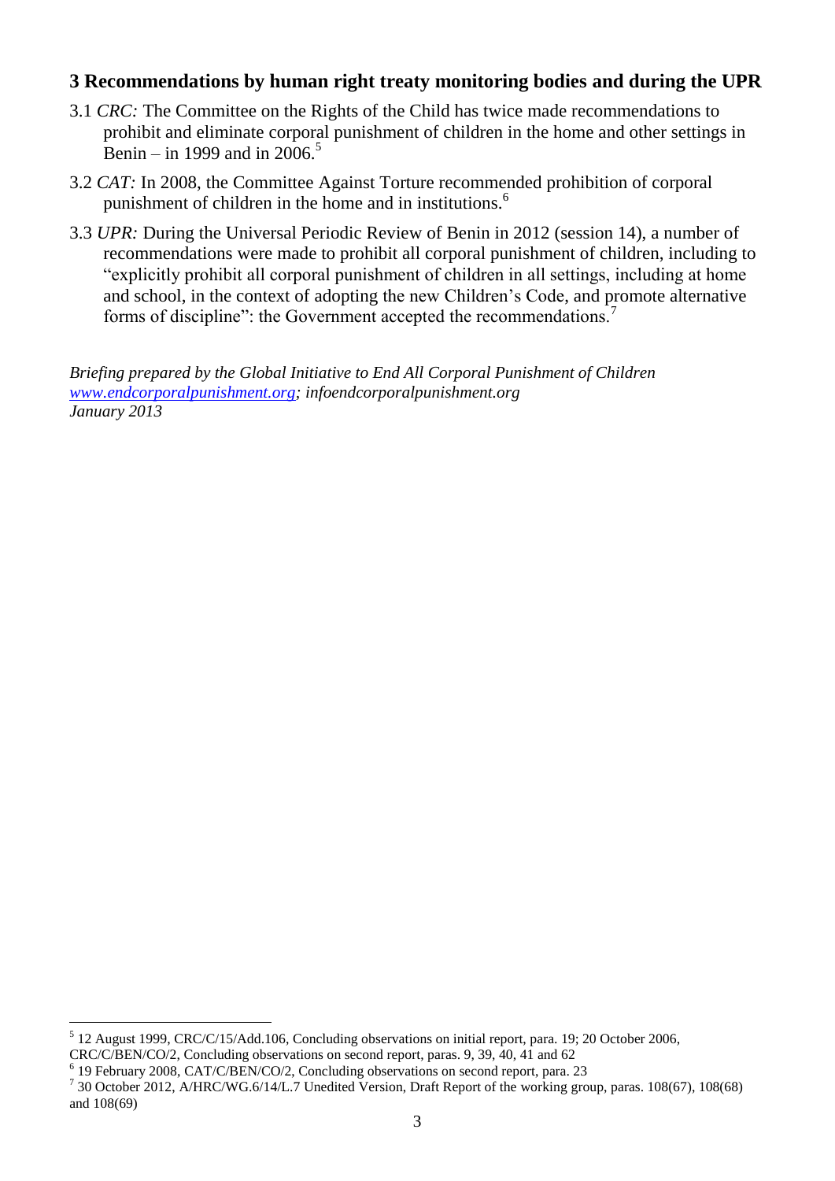## 3 Recommendations by human right treaty monitoring bodies and during the UPR

3.1 *CRC:* The Committee on the Rights of the Child has twice made recommendations to prohibit and eliminate corporal punishment of children in the home and other settings in Benin – in 1999 and in 2006.[5]

3.2 *CAT:* In 2008, the Committee Against Torture recommended prohibition of corporal punishment of children in the home and in institutions.[6]

3.3 *UPR:* During the Universal Periodic Review of Benin in 2012 (session 14), a number of recommendations were made to prohibit all corporal punishment of children, including to "explicitly prohibit all corporal punishment of children in all settings, including at home and school, in the context of adopting the new Children's Code, and promote alternative forms of discipline": the Government accepted the recommendations.[7]

*Briefing prepared by the Global Initiative to End All Corporal Punishment of Children*
*www.endcorporalpunishment.org; infoendcorporalpunishment.org*
*January 2013*

---

[5] 12 August 1999, CRC/C/15/Add.106, Concluding observations on initial report, para. 19; 20 October 2006, CRC/C/BEN/CO/2, Concluding observations on second report, paras. 9, 39, 40, 41 and 62

[6] 19 February 2008, CAT/C/BEN/CO/2, Concluding observations on second report, para. 23

[7] 30 October 2012, A/HRC/WG.6/14/L.7 Unedited Version, Draft Report of the working group, paras. 108(67), 108(68) and 108(69)